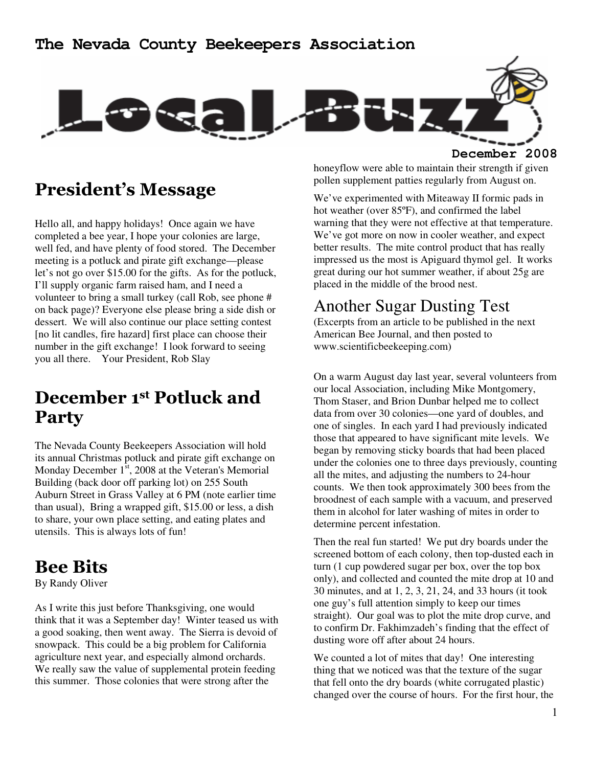# The Nevada County Beekeepers Association

# Local Buzz

**December 2008**

## President's Message

Hello all, and happy holidays! Once again we have completed a bee year, I hope your colonies are large, well fed, and have plenty of food stored. The December meeting is a potluck and pirate gift exchange—please let's not go over $15.00 for the gifts. As for the potluck, I'll supply organic farm raised ham, and I need a volunteer to bring a small turkey (call Rob, see phone # on back page)? Everyone else please bring a side dish or dessert. We will also continue our place setting contest [no lit candles, fire hazard] first place can choose their number in the gift exchange! I look forward to seeing you all there. Your President, Rob Slay

## December 1st Potluck and Party

The Nevada County Beekeepers Association will hold its annual Christmas potluck and pirate gift exchange on Monday December 1st, 2008 at the Veteran's Memorial Building (back door off parking lot) on 255 South Auburn Street in Grass Valley at 6 PM (note earlier time than usual), Bring a wrapped gift, $15.00 or less, a dish to share, your own place setting, and eating plates and utensils. This is always lots of fun!

## Bee Bits

By Randy Oliver

As I write this just before Thanksgiving, one would think that it was a September day! Winter teased us with a good soaking, then went away. The Sierra is devoid of snowpack. This could be a big problem for California agriculture next year, and especially almond orchards. We really saw the value of supplemental protein feeding this summer. Those colonies that were strong after the honeyflow were able to maintain their strength if given pollen supplement patties regularly from August on.

We've experimented with Miteaway II formic pads in hot weather (over 85ºF), and confirmed the label warning that they were not effective at that temperature. We've got more on now in cooler weather, and expect better results. The mite control product that has really impressed us the most is Apiguard thymol gel. It works great during our hot summer weather, if about 25g are placed in the middle of the brood nest.

## Another Sugar Dusting Test

(Excerpts from an article to be published in the next American Bee Journal, and then posted to www.scientificbeekeeping.com)

On a warm August day last year, several volunteers from our local Association, including Mike Montgomery, Thom Staser, and Brion Dunbar helped me to collect data from over 30 colonies—one yard of doubles, and one of singles. In each yard I had previously indicated those that appeared to have significant mite levels. We began by removing sticky boards that had been placed under the colonies one to three days previously, counting all the mites, and adjusting the numbers to 24-hour counts. We then took approximately 300 bees from the broodnest of each sample with a vacuum, and preserved them in alcohol for later washing of mites in order to determine percent infestation.

Then the real fun started! We put dry boards under the screened bottom of each colony, then top-dusted each in turn (1 cup powdered sugar per box, over the top box only), and collected and counted the mite drop at 10 and 30 minutes, and at 1, 2, 3, 21, 24, and 33 hours (it took one guy's full attention simply to keep our times straight). Our goal was to plot the mite drop curve, and to confirm Dr. Fakhimzadeh's finding that the effect of dusting wore off after about 24 hours.

We counted a lot of mites that day! One interesting thing that we noticed was that the texture of the sugar that fell onto the dry boards (white corrugated plastic) changed over the course of hours. For the first hour, the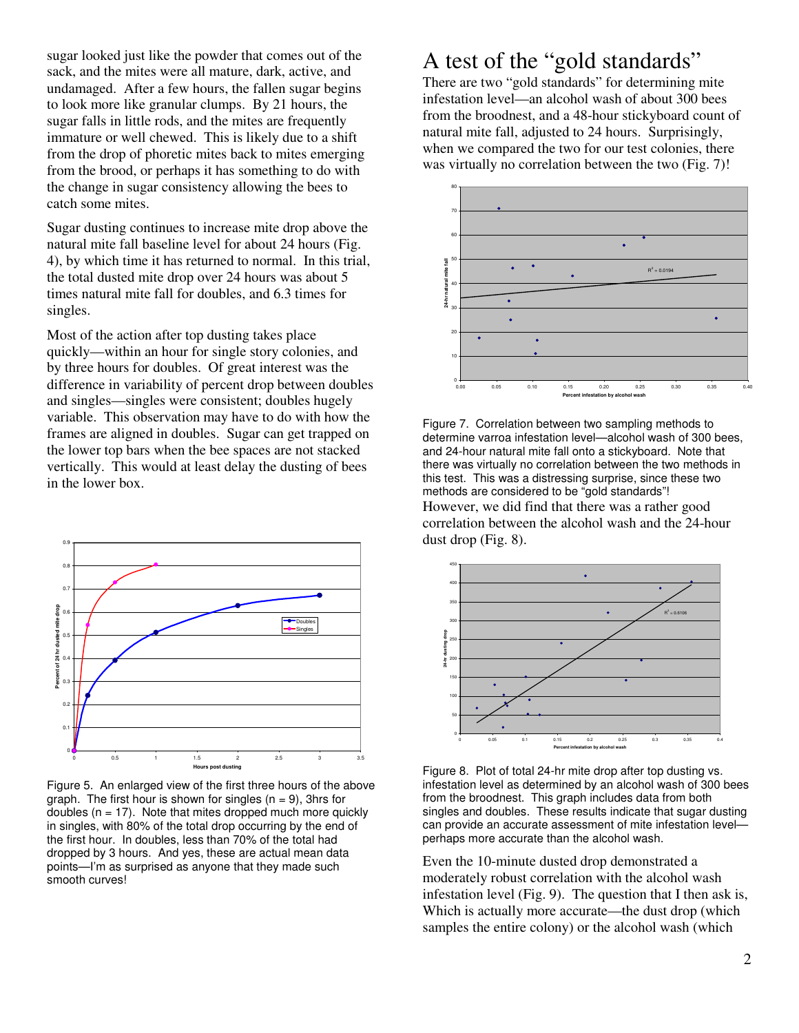sugar looked just like the powder that comes out of the sack, and the mites were all mature, dark, active, and undamaged. After a few hours, the fallen sugar begins to look more like granular clumps. By 21 hours, the sugar falls in little rods, and the mites are frequently immature or well chewed. This is likely due to a shift from the drop of phoretic mites back to mites emerging from the brood, or perhaps it has something to do with the change in sugar consistency allowing the bees to catch some mites.

Sugar dusting continues to increase mite drop above the natural mite fall baseline level for about 24 hours (Fig. 4), by which time it has returned to normal. In this trial, the total dusted mite drop over 24 hours was about 5 times natural mite fall for doubles, and 6.3 times for singles.

Most of the action after top dusting takes place quickly—within an hour for single story colonies, and by three hours for doubles. Of great interest was the difference in variability of percent drop between doubles and singles—singles were consistent; doubles hugely variable. This observation may have to do with how the frames are aligned in doubles. Sugar can get trapped on the lower top bars when the bee spaces are not stacked vertically. This would at least delay the dusting of bees in the lower box.

Figure 5. An enlarged view of the first three hours of the above graph. The first hour is shown for singles (n = 9), 3hrs for doubles (n = 17). Note that mites dropped much more quickly in singles, with 80% of the total drop occurring by the end of the first hour. In doubles, less than 70% of the total had dropped by 3 hours. And yes, these are actual mean data points—I'm as surprised as anyone that they made such smooth curves!

# A test of the "gold standards"

There are two "gold standards" for determining mite infestation level—an alcohol wash of about 300 bees from the broodnest, and a 48-hour stickyboard count of natural mite fall, adjusted to 24 hours. Surprisingly, when we compared the two for our test colonies, there was virtually no correlation between the two (Fig. 7)!

Figure 7. Correlation between two sampling methods to determine varroa infestation level—alcohol wash of 300 bees, and 24-hour natural mite fall onto a stickyboard. Note that there was virtually no correlation between the two methods in this test. This was a distressing surprise, since these two methods are considered to be "gold standards"!

However, we did find that there was a rather good correlation between the alcohol wash and the 24-hour dust drop (Fig. 8).

Figure 8. Plot of total 24-hr mite drop after top dusting vs. infestation level as determined by an alcohol wash of 300 bees from the broodnest. This graph includes data from both singles and doubles. These results indicate that sugar dusting can provide an accurate assessment of mite infestation level—perhaps more accurate than the alcohol wash.

Even the 10-minute dusted drop demonstrated a moderately robust correlation with the alcohol wash infestation level (Fig. 9). The question that I then ask is, Which is actually more accurate—the dust drop (which samples the entire colony) or the alcohol wash (which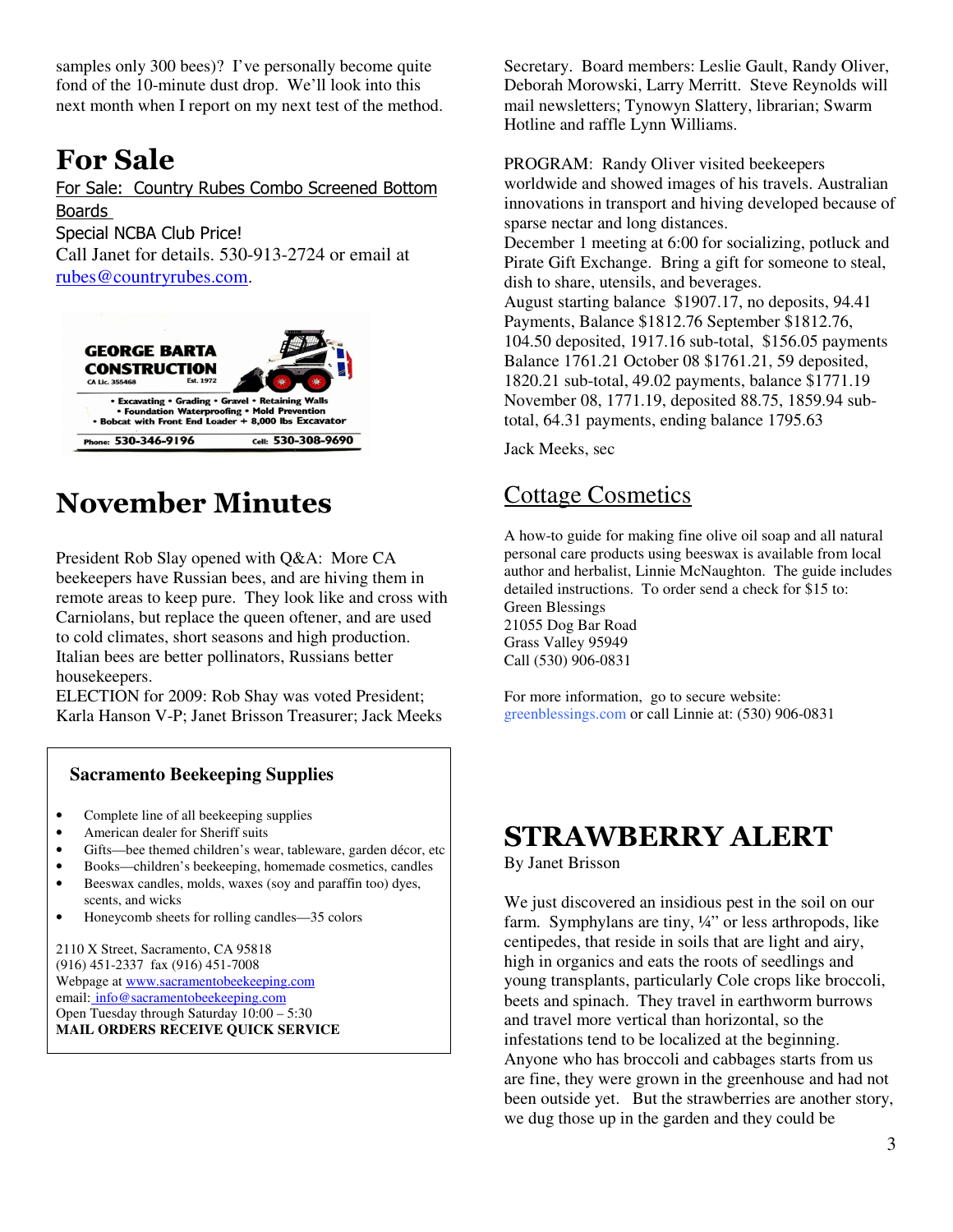samples only 300 bees)? I've personally become quite fond of the 10-minute dust drop. We'll look into this next month when I report on my next test of the method.

# For Sale

For Sale: Country Rubes Combo Screened Bottom Boards

Special NCBA Club Price!

Call Janet for details. 530-913-2724 or email at rubes@countryrubes.com.

**GEORGE BARTA CONSTRUCTION**
CA Lic. 355468 Est. 1972

• Excavating • Grading • Gravel • Retaining Walls • Foundation Waterproofing • Mold Prevention • Bobcat with Front End Loader + 8,000 lbs Excavator

Phone: 530-346-9196 Cell: 530-308-9690

# November Minutes

President Rob Slay opened with Q&A: More CA beekeepers have Russian bees, and are hiving them in remote areas to keep pure. They look like and cross with Carniolans, but replace the queen oftener, and are used to cold climates, short seasons and high production. Italian bees are better pollinators, Russians better housekeepers.

ELECTION for 2009: Rob Shay was voted President; Karla Hanson V-P; Janet Brisson Treasurer; Jack Meeks Secretary. Board members: Leslie Gault, Randy Oliver, Deborah Morowski, Larry Merritt. Steve Reynolds will mail newsletters; Tynowyn Slattery, librarian; Swarm Hotline and raffle Lynn Williams.

PROGRAM: Randy Oliver visited beekeepers worldwide and showed images of his travels. Australian innovations in transport and hiving developed because of sparse nectar and long distances.

December 1 meeting at 6:00 for socializing, potluck and Pirate Gift Exchange. Bring a gift for someone to steal, dish to share, utensils, and beverages.

August starting balance $1907.17, no deposits, 94.41 Payments, Balance $1812.76 September $1812.76, 104.50 deposited, 1917.16 sub-total, $156.05 payments Balance 1761.21 October 08 $1761.21, 59 deposited, 1820.21 sub-total, 49.02 payments, balance $1771.19 November 08, 1771.19, deposited 88.75, 1859.94 sub-total, 64.31 payments, ending balance 1795.63

Jack Meeks, sec

**Sacramento Beekeeping Supplies**

- Complete line of all beekeeping supplies
- American dealer for Sheriff suits
- Gifts—bee themed children's wear, tableware, garden décor, etc
- Books—children's beekeeping, homemade cosmetics, candles
- Beeswax candles, molds, waxes (soy and paraffin too) dyes, scents, and wicks
- Honeycomb sheets for rolling candles—35 colors

2110 X Street, Sacramento, CA 95818
(916) 451-2337 fax (916) 451-7008
Webpage at www.sacramentobeekeeping.com
email: info@sacramentobeekeeping.com
Open Tuesday through Saturday 10:00 – 5:30
**MAIL ORDERS RECEIVE QUICK SERVICE**

## Cottage Cosmetics

A how-to guide for making fine olive oil soap and all natural personal care products using beeswax is available from local author and herbalist, Linnie McNaughton. The guide includes detailed instructions. To order send a check for $15 to:
Green Blessings
21055 Dog Bar Road
Grass Valley 95949
Call (530) 906-0831

For more information, go to secure website: greenblessings.com or call Linnie at: (530) 906-0831

# STRAWBERRY ALERT

By Janet Brisson

We just discovered an insidious pest in the soil on our farm. Symphylans are tiny, ¼" or less arthropods, like centipedes, that reside in soils that are light and airy, high in organics and eats the roots of seedlings and young transplants, particularly Cole crops like broccoli, beets and spinach. They travel in earthworm burrows and travel more vertical than horizontal, so the infestations tend to be localized at the beginning. Anyone who has broccoli and cabbages starts from us are fine, they were grown in the greenhouse and had not been outside yet. But the strawberries are another story, we dug those up in the garden and they could be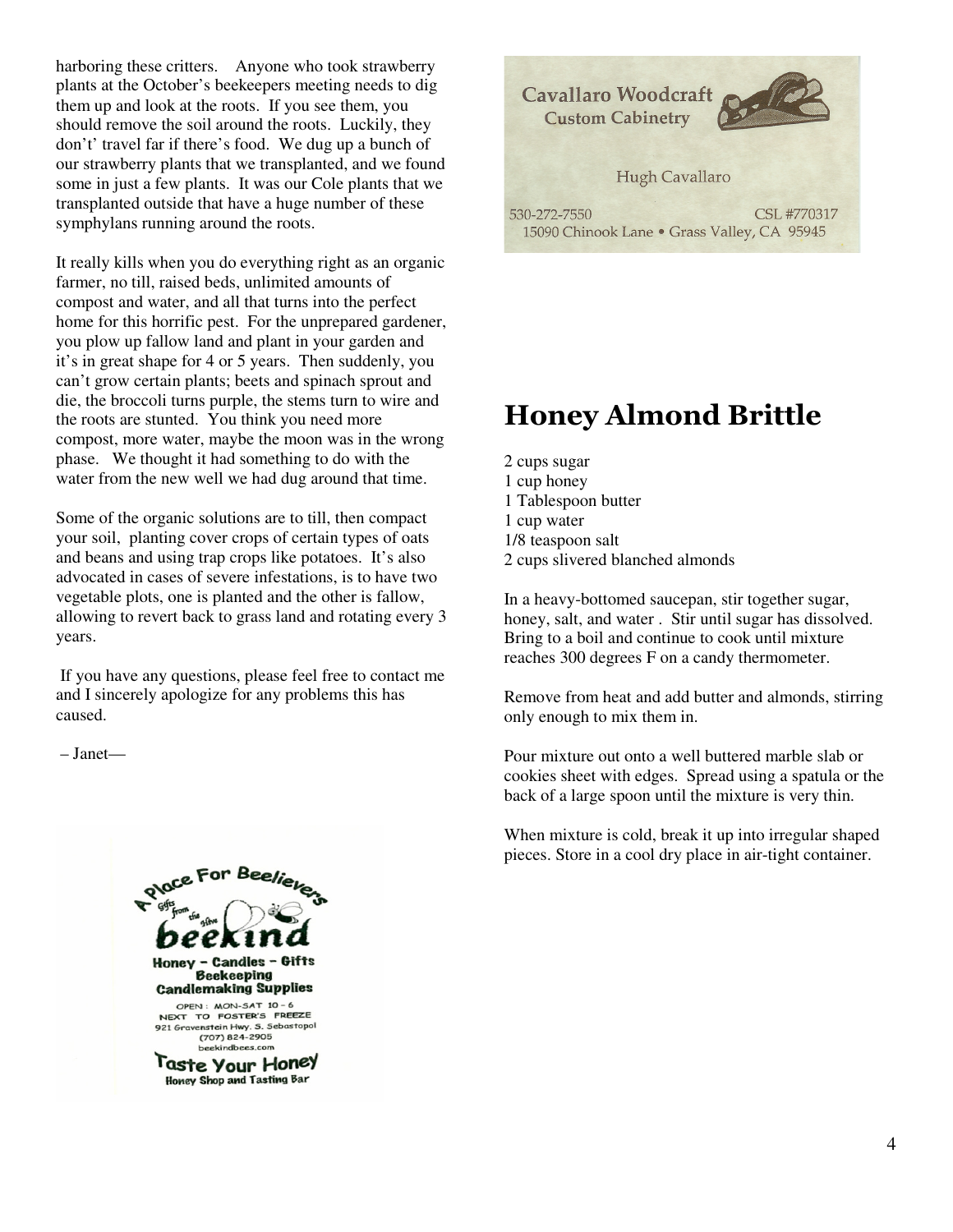harboring these critters. Anyone who took strawberry plants at the October's beekeepers meeting needs to dig them up and look at the roots. If you see them, you should remove the soil around the roots. Luckily, they don't' travel far if there's food. We dug up a bunch of our strawberry plants that we transplanted, and we found some in just a few plants. It was our Cole plants that we transplanted outside that have a huge number of these symphylans running around the roots.

It really kills when you do everything right as an organic farmer, no till, raised beds, unlimited amounts of compost and water, and all that turns into the perfect home for this horrific pest. For the unprepared gardener, you plow up fallow land and plant in your garden and it's in great shape for 4 or 5 years. Then suddenly, you can't grow certain plants; beets and spinach sprout and die, the broccoli turns purple, the stems turn to wire and the roots are stunted. You think you need more compost, more water, maybe the moon was in the wrong phase. We thought it had something to do with the water from the new well we had dug around that time.

Some of the organic solutions are to till, then compact your soil, planting cover crops of certain types of oats and beans and using trap crops like potatoes. It's also advocated in cases of severe infestations, is to have two vegetable plots, one is planted and the other is fallow, allowing to revert back to grass land and rotating every 3 years.

If you have any questions, please feel free to contact me and I sincerely apologize for any problems this has caused.

– Janet—

Cavallaro Woodcraft
Custom Cabinetry

Hugh Cavallaro

530-272-7550 CSL #770317
15090 Chinook Lane • Grass Valley, CA 95945

A Place For Beelievers
Gifts from the Hive
beekind
Honey – Candles – Gifts
Beekeeping
Candlemaking Supplies
OPEN: MON-SAT 10 - 6
NEXT TO FOSTER'S FREEZE
921 Gravenstein Hwy. S. Sebastopol
(707) 824-2905
beekindbees.com
Taste Your Honey
Honey Shop and Tasting Bar

## Honey Almond Brittle

2 cups sugar
1 cup honey
1 Tablespoon butter
1 cup water
1/8 teaspoon salt
2 cups slivered blanched almonds

In a heavy-bottomed saucepan, stir together sugar, honey, salt, and water . Stir until sugar has dissolved. Bring to a boil and continue to cook until mixture reaches 300 degrees F on a candy thermometer.

Remove from heat and add butter and almonds, stirring only enough to mix them in.

Pour mixture out onto a well buttered marble slab or cookies sheet with edges. Spread using a spatula or the back of a large spoon until the mixture is very thin.

When mixture is cold, break it up into irregular shaped pieces. Store in a cool dry place in air-tight container.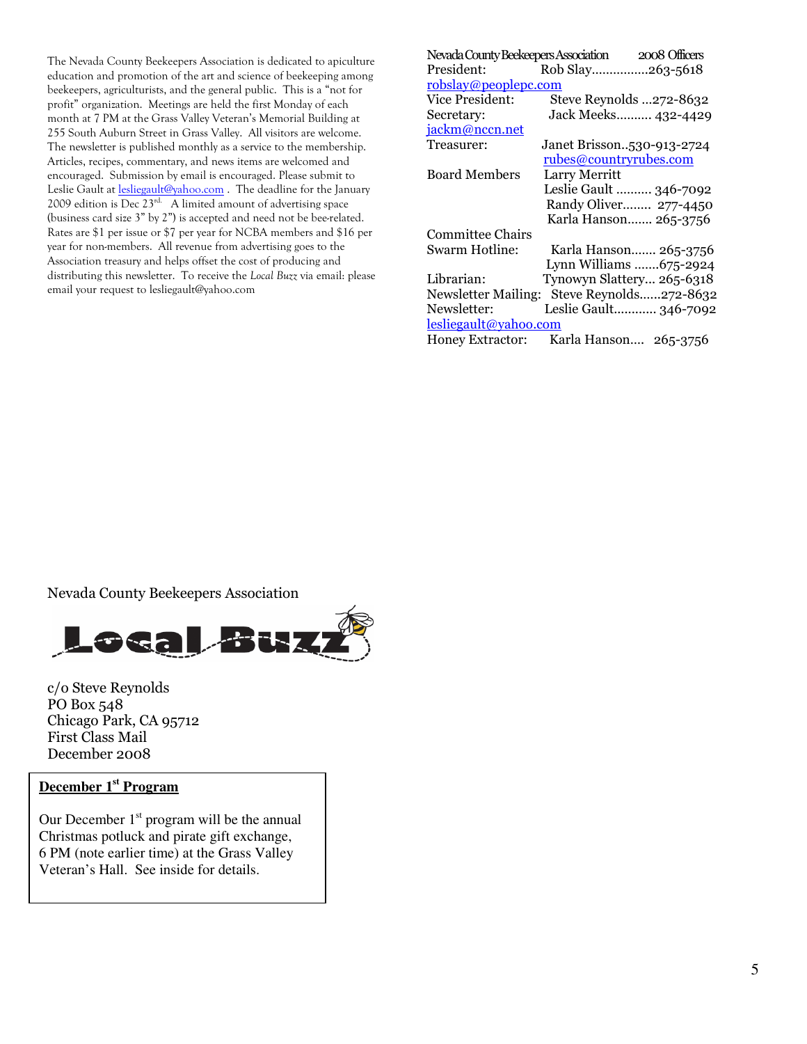The Nevada County Beekeepers Association is dedicated to apiculture education and promotion of the art and science of beekeeping among beekeepers, agriculturists, and the general public. This is a "not for profit" organization. Meetings are held the first Monday of each month at 7 PM at the Grass Valley Veteran's Memorial Building at 255 South Auburn Street in Grass Valley. All visitors are welcome. The newsletter is published monthly as a service to the membership. Articles, recipes, commentary, and news items are welcomed and encouraged. Submission by email is encouraged. Please submit to Leslie Gault at lesliegault@yahoo.com . The deadline for the January 2009 edition is Dec 23rd. A limited amount of advertising space (business card size 3" by 2") is accepted and need not be bee-related. Rates are $1 per issue or $7 per year for NCBA members and $16 per year for non-members. All revenue from advertising goes to the Association treasury and helps offset the cost of producing and distributing this newsletter. To receive the *Local Buzz* via email: please email your request to lesliegault@yahoo.com

**Nevada County Beekeepers Association 2008 Officers**

President: Rob Slay................263-5618
robslay@peoplepc.com
Vice President: Steve Reynolds ...272-8632
Secretary: Jack Meeks.......... 432-4429
jackm@nccn.net
Treasurer: Janet Brisson..530-913-2724
rubes@countryrubes.com
Board Members: Larry Merritt
Leslie Gault .......... 346-7092
Randy Oliver........ 277-4450
Karla Hanson....... 265-3756

Committee Chairs
Swarm Hotline: Karla Hanson....... 265-3756
Lynn Williams .......675-2924
Librarian: Tynowyn Slattery... 265-6318
Newsletter Mailing: Steve Reynolds......272-8632
Newsletter: Leslie Gault............ 346-7092
lesliegault@yahoo.com
Honey Extractor: Karla Hanson.... 265-3756

Nevada County Beekeepers Association

Local Buzz

c/o Steve Reynolds
PO Box 548
Chicago Park, CA 95712
First Class Mail
December 2008

**December 1st Program**

Our December 1st program will be the annual Christmas potluck and pirate gift exchange, 6 PM (note earlier time) at the Grass Valley Veteran's Hall. See inside for details.